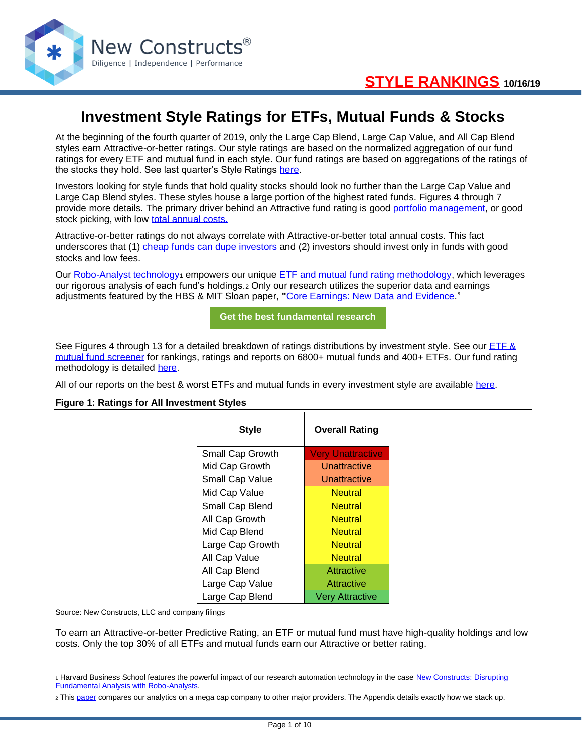New Constructs®

Diligence | Independence | Performance

**STYLE RANKINGS** 10/16/19

# Investment Style Ratings for ETFs, Mutual Funds & Stocks

At the beginning of the fourth quarter of 2019, only the Large Cap Blend, Large Cap Value, and All Cap Blend styles earn Attractive-or-better ratings. Our style ratings are based on the normalized aggregation of our fund ratings for every ETF and mutual fund in each style. Our fund ratings are based on aggregations of the ratings of the stocks they hold. See last quarter's Style Ratings here.

Investors looking for style funds that hold quality stocks should look no further than the Large Cap Value and Large Cap Blend styles. These styles house a large portion of the highest rated funds. Figures 4 through 7 provide more details. The primary driver behind an Attractive fund rating is good portfolio management, or good stock picking, with low total annual costs.

Attractive-or-better ratings do not always correlate with Attractive-or-better total annual costs. This fact underscores that (1) cheap funds can dupe investors and (2) investors should invest only in funds with good stocks and low fees.

Our Robo-Analyst technology[1] empowers our unique ETF and mutual fund rating methodology, which leverages our rigorous analysis of each fund's holdings.[2] Only our research utilizes the superior data and earnings adjustments featured by the HBS & MIT Sloan paper, "Core Earnings: New Data and Evidence."

**Get the best fundamental research**

See Figures 4 through 13 for a detailed breakdown of ratings distributions by investment style. See our ETF & mutual fund screener for rankings, ratings and reports on 6800+ mutual funds and 400+ ETFs. Our fund rating methodology is detailed here.

All of our reports on the best & worst ETFs and mutual funds in every investment style are available here.

**Figure 1: Ratings for All Investment Styles**

| Style | Overall Rating |
|---|---|
| Small Cap Growth | Very Unattractive |
| Mid Cap Growth | Unattractive |
| Small Cap Value | Unattractive |
| Mid Cap Value | Neutral |
| Small Cap Blend | Neutral |
| All Cap Growth | Neutral |
| Mid Cap Blend | Neutral |
| Large Cap Growth | Neutral |
| All Cap Value | Neutral |
| All Cap Blend | Attractive |
| Large Cap Value | Attractive |
| Large Cap Blend | Very Attractive |

Source: New Constructs, LLC and company filings

To earn an Attractive-or-better Predictive Rating, an ETF or mutual fund must have high-quality holdings and low costs. Only the top 30% of all ETFs and mutual funds earn our Attractive or better rating.

[1] Harvard Business School features the powerful impact of our research automation technology in the case New Constructs: Disrupting Fundamental Analysis with Robo-Analysts.

[2] This paper compares our analytics on a mega cap company to other major providers. The Appendix details exactly how we stack up.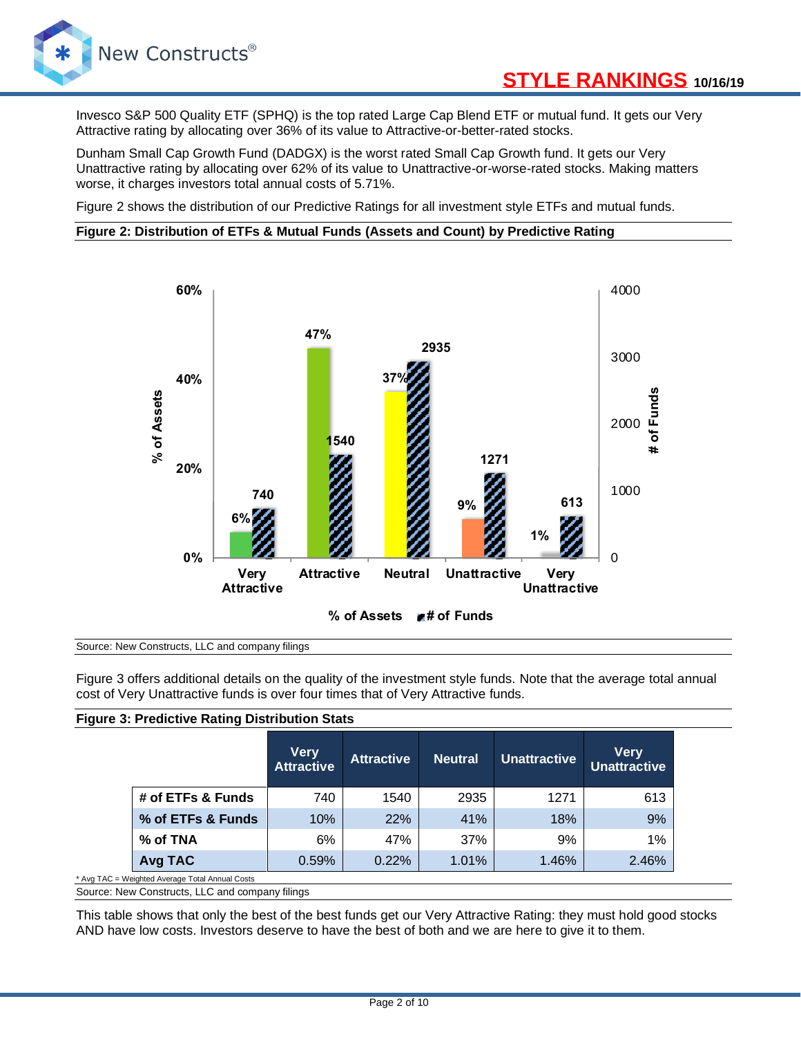Invesco S&P 500 Quality ETF (SPHQ) is the top rated Large Cap Blend ETF or mutual fund. It gets our Very Attractive rating by allocating over 36% of its value to Attractive-or-better-rated stocks.

Dunham Small Cap Growth Fund (DADGX) is the worst rated Small Cap Growth fund. It gets our Very Unattractive rating by allocating over 62% of its value to Unattractive-or-worse-rated stocks. Making matters worse, it charges investors total annual costs of 5.71%.

Figure 2 shows the distribution of our Predictive Ratings for all investment style ETFs and mutual funds.

**Figure 2: Distribution of ETFs & Mutual Funds (Assets and Count) by Predictive Rating**

| | Very Attractive | Attractive | Neutral | Unattractive | Very Unattractive |
|---|---|---|---|---|---|
| % of Assets | 6% | 47% | 37% | 9% | 1% |
| # of Funds | 740 | 1540 | 2935 | 1271 | 613 |

Source: New Constructs, LLC and company filings

Figure 3 offers additional details on the quality of the investment style funds. Note that the average total annual cost of Very Unattractive funds is over four times that of Very Attractive funds.

**Figure 3: Predictive Rating Distribution Stats**

| | Very Attractive | Attractive | Neutral | Unattractive | Very Unattractive |
|---|---|---|---|---|---|
| **# of ETFs & Funds** | 740 | 1540 | 2935 | 1271 | 613 |
| **% of ETFs & Funds** | 10% | 22% | 41% | 18% | 9% |
| **% of TNA** | 6% | 47% | 37% | 9% | 1% |
| **Avg TAC** | 0.59% | 0.22% | 1.01% | 1.46% | 2.46% |

* Avg TAC = Weighted Average Total Annual Costs

Source: New Constructs, LLC and company filings

This table shows that only the best of the best funds get our Very Attractive Rating: they must hold good stocks AND have low costs. Investors deserve to have the best of both and we are here to give it to them.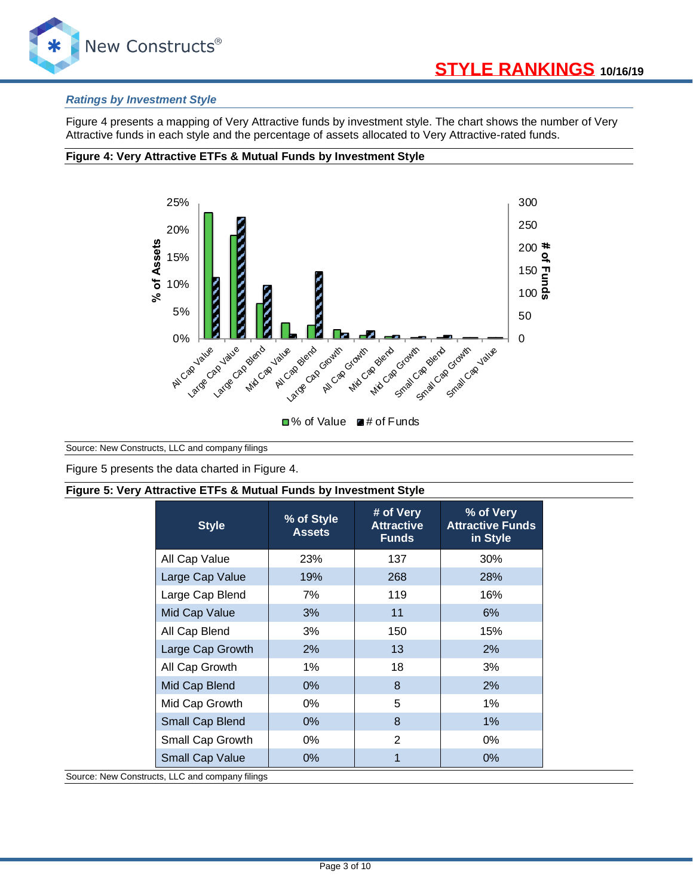### *Ratings by Investment Style*

Figure 4 presents a mapping of Very Attractive funds by investment style. The chart shows the number of Very Attractive funds in each style and the percentage of assets allocated to Very Attractive-rated funds.

**Figure 4: Very Attractive ETFs & Mutual Funds by Investment Style**

Source: New Constructs, LLC and company filings

Figure 5 presents the data charted in Figure 4.

**Figure 5: Very Attractive ETFs & Mutual Funds by Investment Style**

| Style | % of Style Assets | # of Very Attractive Funds | % of Very Attractive Funds in Style |
|---|---|---|---|
| All Cap Value | 23% | 137 | 30% |
| Large Cap Value | 19% | 268 | 28% |
| Large Cap Blend | 7% | 119 | 16% |
| Mid Cap Value | 3% | 11 | 6% |
| All Cap Blend | 3% | 150 | 15% |
| Large Cap Growth | 2% | 13 | 2% |
| All Cap Growth | 1% | 18 | 3% |
| Mid Cap Blend | 0% | 8 | 2% |
| Mid Cap Growth | 0% | 5 | 1% |
| Small Cap Blend | 0% | 8 | 1% |
| Small Cap Growth | 0% | 2 | 0% |
| Small Cap Value | 0% | 1 | 0% |

Source: New Constructs, LLC and company filings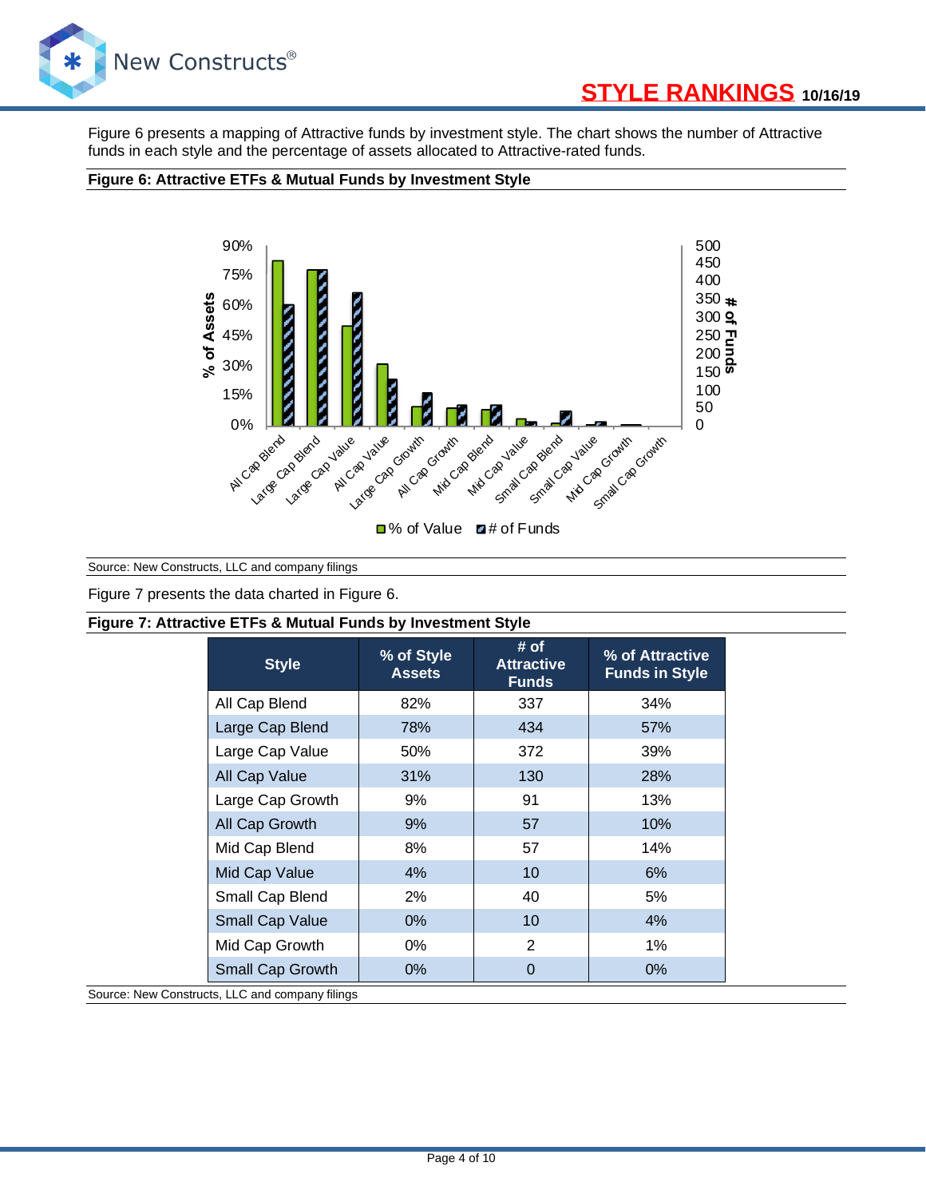Figure 6 presents a mapping of Attractive funds by investment style. The chart shows the number of Attractive funds in each style and the percentage of assets allocated to Attractive-rated funds.

**Figure 6: Attractive ETFs & Mutual Funds by Investment Style**

Source: New Constructs, LLC and company filings

Figure 7 presents the data charted in Figure 6.

**Figure 7: Attractive ETFs & Mutual Funds by Investment Style**

| Style | % of Style Assets | # of Attractive Funds | % of Attractive Funds in Style |
|---|---|---|---|
| All Cap Blend | 82% | 337 | 34% |
| Large Cap Blend | 78% | 434 | 57% |
| Large Cap Value | 50% | 372 | 39% |
| All Cap Value | 31% | 130 | 28% |
| Large Cap Growth | 9% | 91 | 13% |
| All Cap Growth | 9% | 57 | 10% |
| Mid Cap Blend | 8% | 57 | 14% |
| Mid Cap Value | 4% | 10 | 6% |
| Small Cap Blend | 2% | 40 | 5% |
| Small Cap Value | 0% | 10 | 4% |
| Mid Cap Growth | 0% | 2 | 1% |
| Small Cap Growth | 0% | 0 | 0% |

Source: New Constructs, LLC and company filings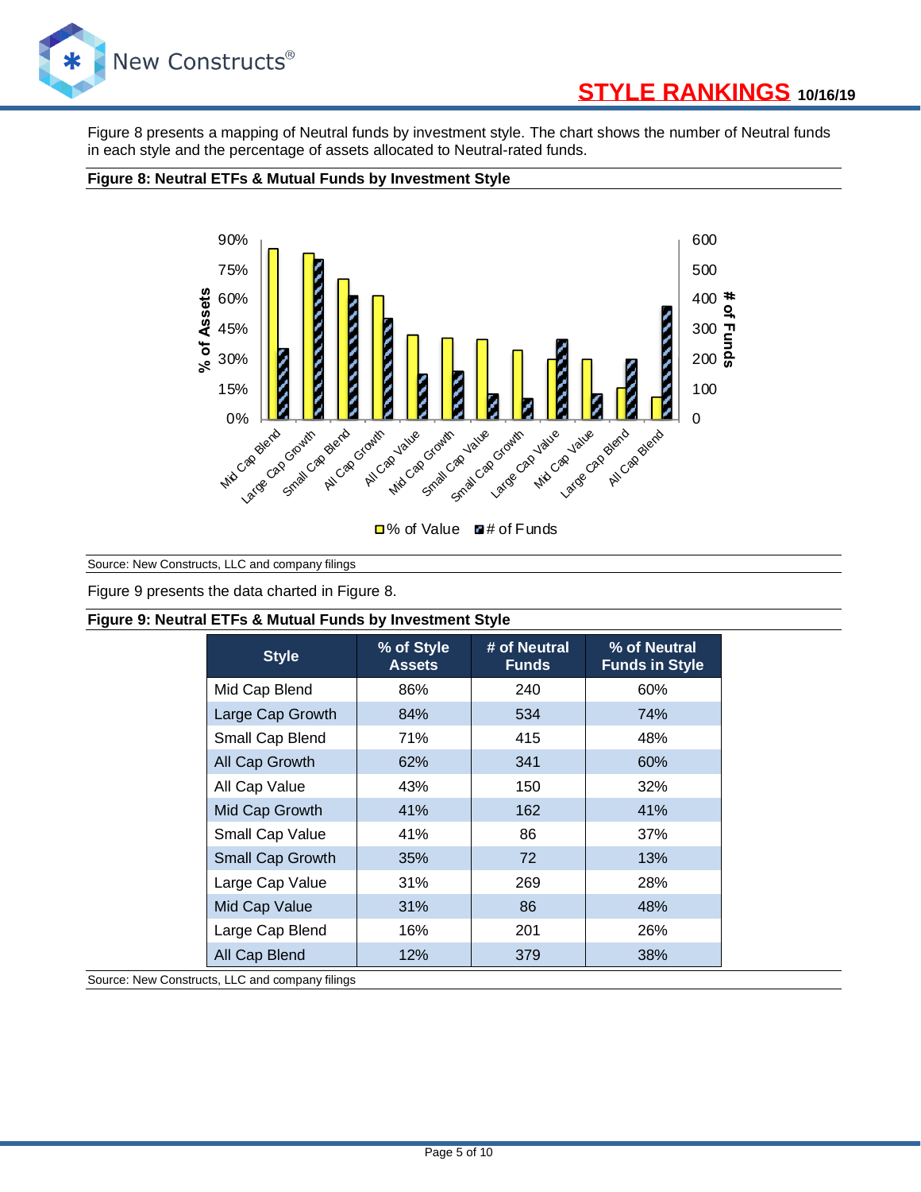Figure 8 presents a mapping of Neutral funds by investment style. The chart shows the number of Neutral funds in each style and the percentage of assets allocated to Neutral-rated funds.

**Figure 8: Neutral ETFs & Mutual Funds by Investment Style**

Source: New Constructs, LLC and company filings

Figure 9 presents the data charted in Figure 8.

**Figure 9: Neutral ETFs & Mutual Funds by Investment Style**

| Style | % of Style Assets | # of Neutral Funds | % of Neutral Funds in Style |
|---|---|---|---|
| Mid Cap Blend | 86% | 240 | 60% |
| Large Cap Growth | 84% | 534 | 74% |
| Small Cap Blend | 71% | 415 | 48% |
| All Cap Growth | 62% | 341 | 60% |
| All Cap Value | 43% | 150 | 32% |
| Mid Cap Growth | 41% | 162 | 41% |
| Small Cap Value | 41% | 86 | 37% |
| Small Cap Growth | 35% | 72 | 13% |
| Large Cap Value | 31% | 269 | 28% |
| Mid Cap Value | 31% | 86 | 48% |
| Large Cap Blend | 16% | 201 | 26% |
| All Cap Blend | 12% | 379 | 38% |

Source: New Constructs, LLC and company filings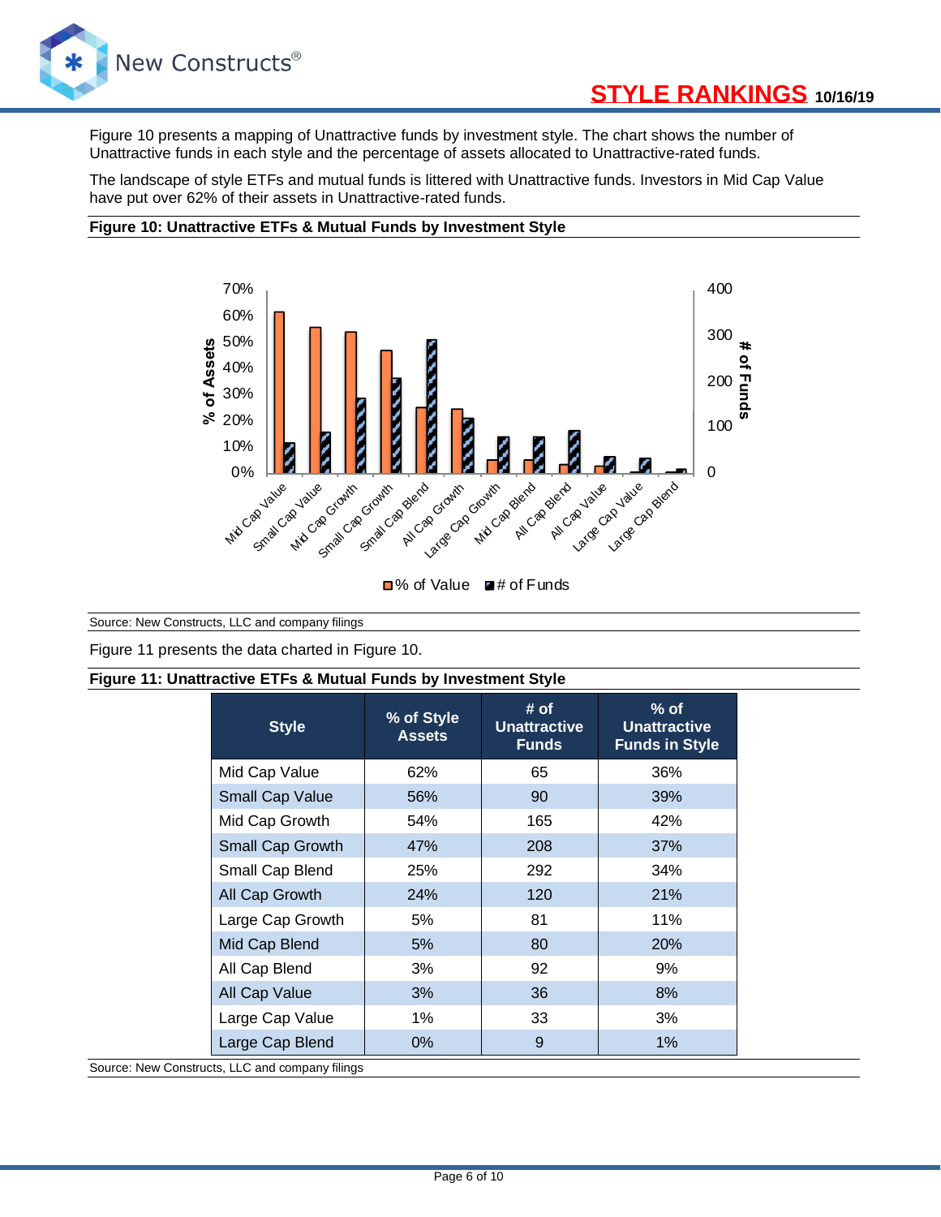Figure 10 presents a mapping of Unattractive funds by investment style. The chart shows the number of Unattractive funds in each style and the percentage of assets allocated to Unattractive-rated funds.

The landscape of style ETFs and mutual funds is littered with Unattractive funds. Investors in Mid Cap Value have put over 62% of their assets in Unattractive-rated funds.

**Figure 10: Unattractive ETFs & Mutual Funds by Investment Style**

Source: New Constructs, LLC and company filings

Figure 11 presents the data charted in Figure 10.

**Figure 11: Unattractive ETFs & Mutual Funds by Investment Style**

| Style | % of Style Assets | # of Unattractive Funds | % of Unattractive Funds in Style |
|---|---|---|---|
| Mid Cap Value | 62% | 65 | 36% |
| Small Cap Value | 56% | 90 | 39% |
| Mid Cap Growth | 54% | 165 | 42% |
| Small Cap Growth | 47% | 208 | 37% |
| Small Cap Blend | 25% | 292 | 34% |
| All Cap Growth | 24% | 120 | 21% |
| Large Cap Growth | 5% | 81 | 11% |
| Mid Cap Blend | 5% | 80 | 20% |
| All Cap Blend | 3% | 92 | 9% |
| All Cap Value | 3% | 36 | 8% |
| Large Cap Value | 1% | 33 | 3% |
| Large Cap Blend | 0% | 9 | 1% |

Source: New Constructs, LLC and company filings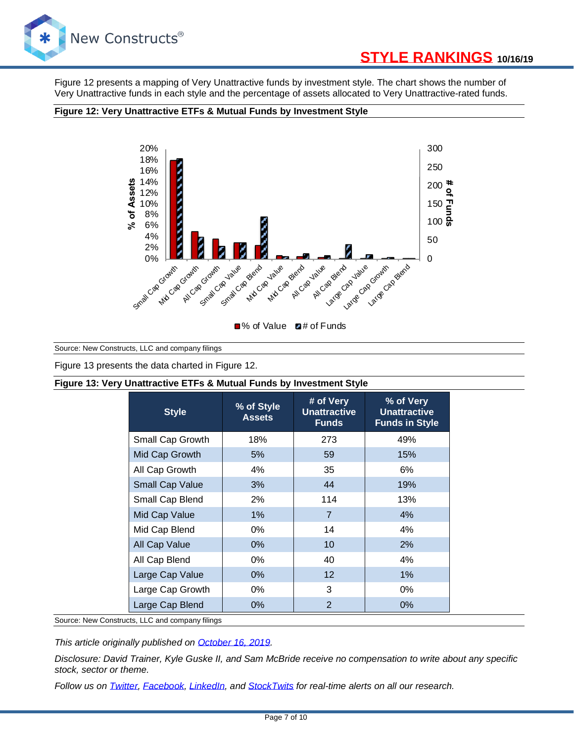Figure 12 presents a mapping of Very Unattractive funds by investment style. The chart shows the number of Very Unattractive funds in each style and the percentage of assets allocated to Very Unattractive-rated funds.

**Figure 12: Very Unattractive ETFs & Mutual Funds by Investment Style**

Source: New Constructs, LLC and company filings

Figure 13 presents the data charted in Figure 12.

**Figure 13: Very Unattractive ETFs & Mutual Funds by Investment Style**

| Style | % of Style Assets | # of Very Unattractive Funds | % of Very Unattractive Funds in Style |
|---|---|---|---|
| Small Cap Growth | 18% | 273 | 49% |
| Mid Cap Growth | 5% | 59 | 15% |
| All Cap Growth | 4% | 35 | 6% |
| Small Cap Value | 3% | 44 | 19% |
| Small Cap Blend | 2% | 114 | 13% |
| Mid Cap Value | 1% | 7 | 4% |
| Mid Cap Blend | 0% | 14 | 4% |
| All Cap Value | 0% | 10 | 2% |
| All Cap Blend | 0% | 40 | 4% |
| Large Cap Value | 0% | 12 | 1% |
| Large Cap Growth | 0% | 3 | 0% |
| Large Cap Blend | 0% | 2 | 0% |

Source: New Constructs, LLC and company filings

*This article originally published on October 16, 2019.*

*Disclosure: David Trainer, Kyle Guske II, and Sam McBride receive no compensation to write about any specific stock, sector or theme.*

*Follow us on Twitter, Facebook, LinkedIn, and StockTwits for real-time alerts on all our research.*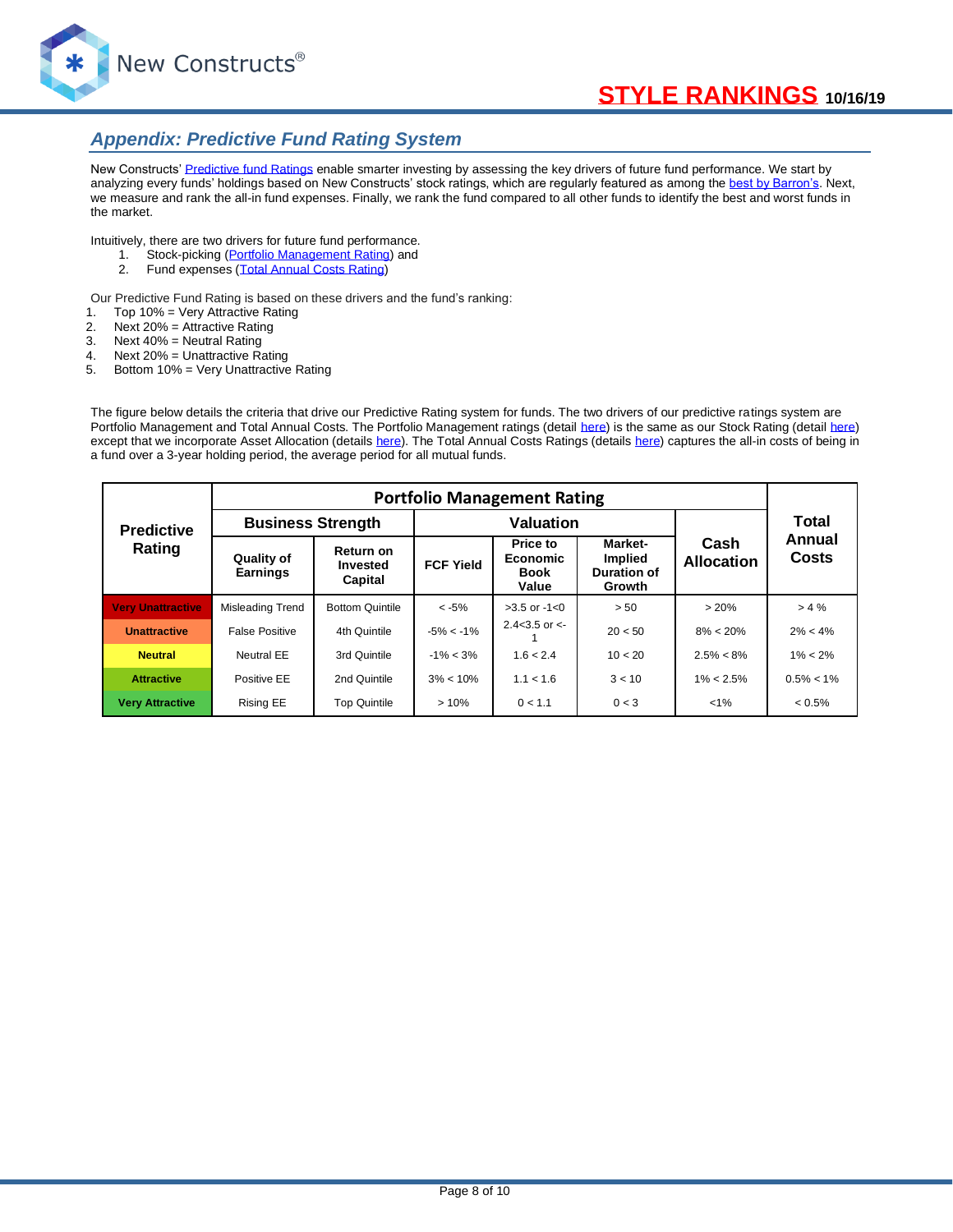## Appendix: Predictive Fund Rating System

New Constructs' Predictive fund Ratings enable smarter investing by assessing the key drivers of future fund performance. We start by analyzing every funds' holdings based on New Constructs' stock ratings, which are regularly featured as among the best by Barron's. Next, we measure and rank the all-in fund expenses. Finally, we rank the fund compared to all other funds to identify the best and worst funds in the market.

Intuitively, there are two drivers for future fund performance.

1. Stock-picking (Portfolio Management Rating) and
2. Fund expenses (Total Annual Costs Rating)

Our Predictive Fund Rating is based on these drivers and the fund's ranking:

1. Top 10% = Very Attractive Rating
2. Next 20% = Attractive Rating
3. Next 40% = Neutral Rating
4. Next 20% = Unattractive Rating
5. Bottom 10% = Very Unattractive Rating

The figure below details the criteria that drive our Predictive Rating system for funds. The two drivers of our predictive ratings system are Portfolio Management and Total Annual Costs. The Portfolio Management ratings (detail here) is the same as our Stock Rating (detail here) except that we incorporate Asset Allocation (details here). The Total Annual Costs Ratings (details here) captures the all-in costs of being in a fund over a 3-year holding period, the average period for all mutual funds.

| Predictive Rating | Portfolio Management Rating | | | | | | Total Annual Costs |
|---|---|---|---|---|---|---|---|
| | Business Strength | | Valuation | | | Cash Allocation | |
| | Quality of Earnings | Return on Invested Capital | FCF Yield | Price to Economic Book Value | Market-Implied Duration of Growth | | |
| Very Unattractive | Misleading Trend | Bottom Quintile | < -5% | >3.5 or -1<0 | > 50 | > 20% | > 4 % |
| Unattractive | False Positive | 4th Quintile | -5% < -1% | 2.4<3.5 or <-1 | 20 < 50 | 8% < 20% | 2% < 4% |
| Neutral | Neutral EE | 3rd Quintile | -1% < 3% | 1.6 < 2.4 | 10 < 20 | 2.5% < 8% | 1% < 2% |
| Attractive | Positive EE | 2nd Quintile | 3% < 10% | 1.1 < 1.6 | 3 < 10 | 1% < 2.5% | 0.5% < 1% |
| Very Attractive | Rising EE | Top Quintile | > 10% | 0 < 1.1 | 0 < 3 | <1% | < 0.5% |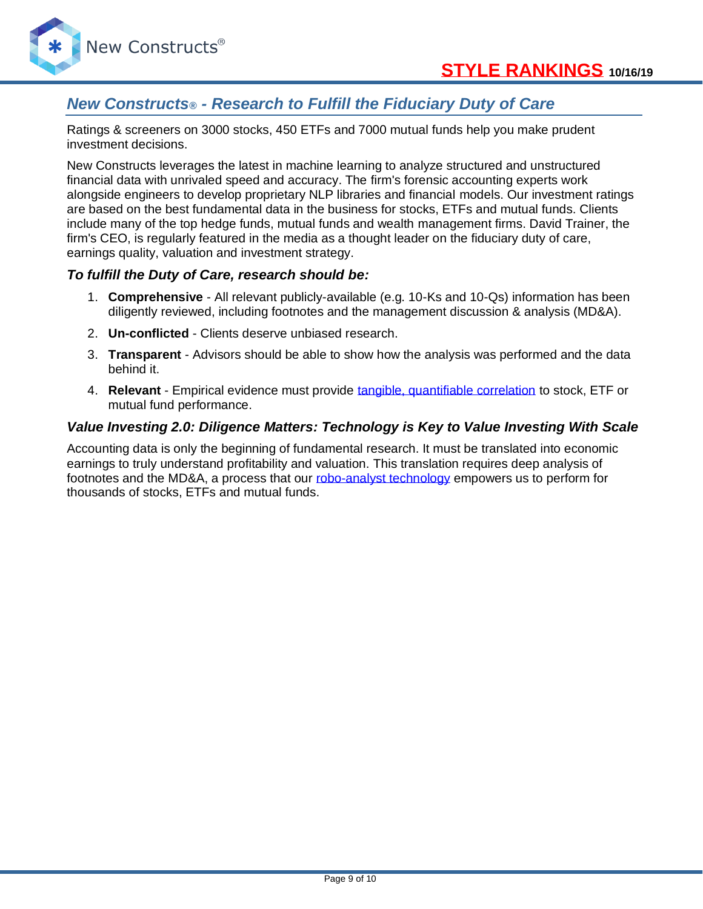## *New Constructs® - Research to Fulfill the Fiduciary Duty of Care*

Ratings & screeners on 3000 stocks, 450 ETFs and 7000 mutual funds help you make prudent investment decisions.

New Constructs leverages the latest in machine learning to analyze structured and unstructured financial data with unrivaled speed and accuracy. The firm's forensic accounting experts work alongside engineers to develop proprietary NLP libraries and financial models. Our investment ratings are based on the best fundamental data in the business for stocks, ETFs and mutual funds. Clients include many of the top hedge funds, mutual funds and wealth management firms. David Trainer, the firm's CEO, is regularly featured in the media as a thought leader on the fiduciary duty of care, earnings quality, valuation and investment strategy.

### *To fulfill the Duty of Care, research should be:*

1. **Comprehensive** - All relevant publicly-available (e.g. 10-Ks and 10-Qs) information has been diligently reviewed, including footnotes and the management discussion & analysis (MD&A).
2. **Un-conflicted** - Clients deserve unbiased research.
3. **Transparent** - Advisors should be able to show how the analysis was performed and the data behind it.
4. **Relevant** - Empirical evidence must provide tangible, quantifiable correlation to stock, ETF or mutual fund performance.

### *Value Investing 2.0: Diligence Matters: Technology is Key to Value Investing With Scale*

Accounting data is only the beginning of fundamental research. It must be translated into economic earnings to truly understand profitability and valuation. This translation requires deep analysis of footnotes and the MD&A, a process that our robo-analyst technology empowers us to perform for thousands of stocks, ETFs and mutual funds.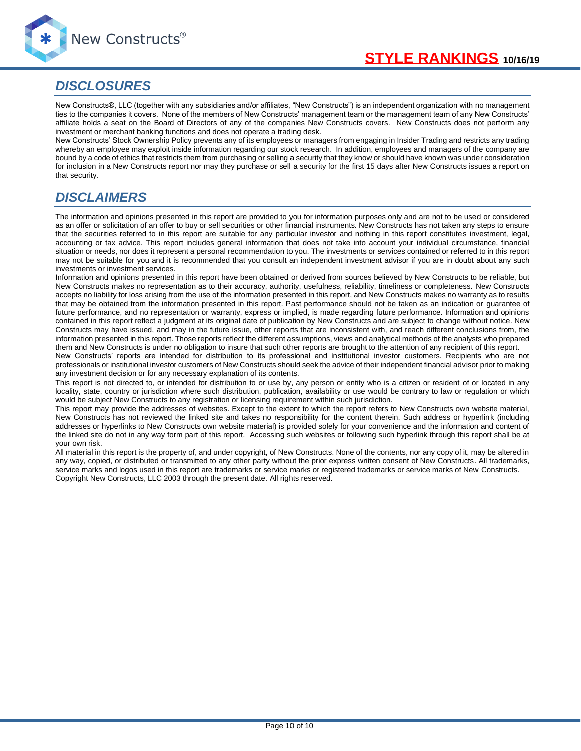## DISCLOSURES

New Constructs®, LLC (together with any subsidiaries and/or affiliates, "New Constructs") is an independent organization with no management ties to the companies it covers. None of the members of New Constructs' management team or the management team of any New Constructs' affiliate holds a seat on the Board of Directors of any of the companies New Constructs covers. New Constructs does not perform any investment or merchant banking functions and does not operate a trading desk.

New Constructs' Stock Ownership Policy prevents any of its employees or managers from engaging in Insider Trading and restricts any trading whereby an employee may exploit inside information regarding our stock research. In addition, employees and managers of the company are bound by a code of ethics that restricts them from purchasing or selling a security that they know or should have known was under consideration for inclusion in a New Constructs report nor may they purchase or sell a security for the first 15 days after New Constructs issues a report on that security.

## DISCLAIMERS

The information and opinions presented in this report are provided to you for information purposes only and are not to be used or considered as an offer or solicitation of an offer to buy or sell securities or other financial instruments. New Constructs has not taken any steps to ensure that the securities referred to in this report are suitable for any particular investor and nothing in this report constitutes investment, legal, accounting or tax advice. This report includes general information that does not take into account your individual circumstance, financial situation or needs, nor does it represent a personal recommendation to you. The investments or services contained or referred to in this report may not be suitable for you and it is recommended that you consult an independent investment advisor if you are in doubt about any such investments or investment services.

Information and opinions presented in this report have been obtained or derived from sources believed by New Constructs to be reliable, but New Constructs makes no representation as to their accuracy, authority, usefulness, reliability, timeliness or completeness. New Constructs accepts no liability for loss arising from the use of the information presented in this report, and New Constructs makes no warranty as to results that may be obtained from the information presented in this report. Past performance should not be taken as an indication or guarantee of future performance, and no representation or warranty, express or implied, is made regarding future performance. Information and opinions contained in this report reflect a judgment at its original date of publication by New Constructs and are subject to change without notice. New Constructs may have issued, and may in the future issue, other reports that are inconsistent with, and reach different conclusions from, the information presented in this report. Those reports reflect the different assumptions, views and analytical methods of the analysts who prepared them and New Constructs is under no obligation to insure that such other reports are brought to the attention of any recipient of this report.

New Constructs' reports are intended for distribution to its professional and institutional investor customers. Recipients who are not professionals or institutional investor customers of New Constructs should seek the advice of their independent financial advisor prior to making any investment decision or for any necessary explanation of its contents.

This report is not directed to, or intended for distribution to or use by, any person or entity who is a citizen or resident of or located in any locality, state, country or jurisdiction where such distribution, publication, availability or use would be contrary to law or regulation or which would be subject New Constructs to any registration or licensing requirement within such jurisdiction.

This report may provide the addresses of websites. Except to the extent to which the report refers to New Constructs own website material, New Constructs has not reviewed the linked site and takes no responsibility for the content therein. Such address or hyperlink (including addresses or hyperlinks to New Constructs own website material) is provided solely for your convenience and the information and content of the linked site do not in any way form part of this report. Accessing such websites or following such hyperlink through this report shall be at your own risk.

All material in this report is the property of, and under copyright, of New Constructs. None of the contents, nor any copy of it, may be altered in any way, copied, or distributed or transmitted to any other party without the prior express written consent of New Constructs. All trademarks, service marks and logos used in this report are trademarks or service marks or registered trademarks or service marks of New Constructs.

Copyright New Constructs, LLC 2003 through the present date. All rights reserved.